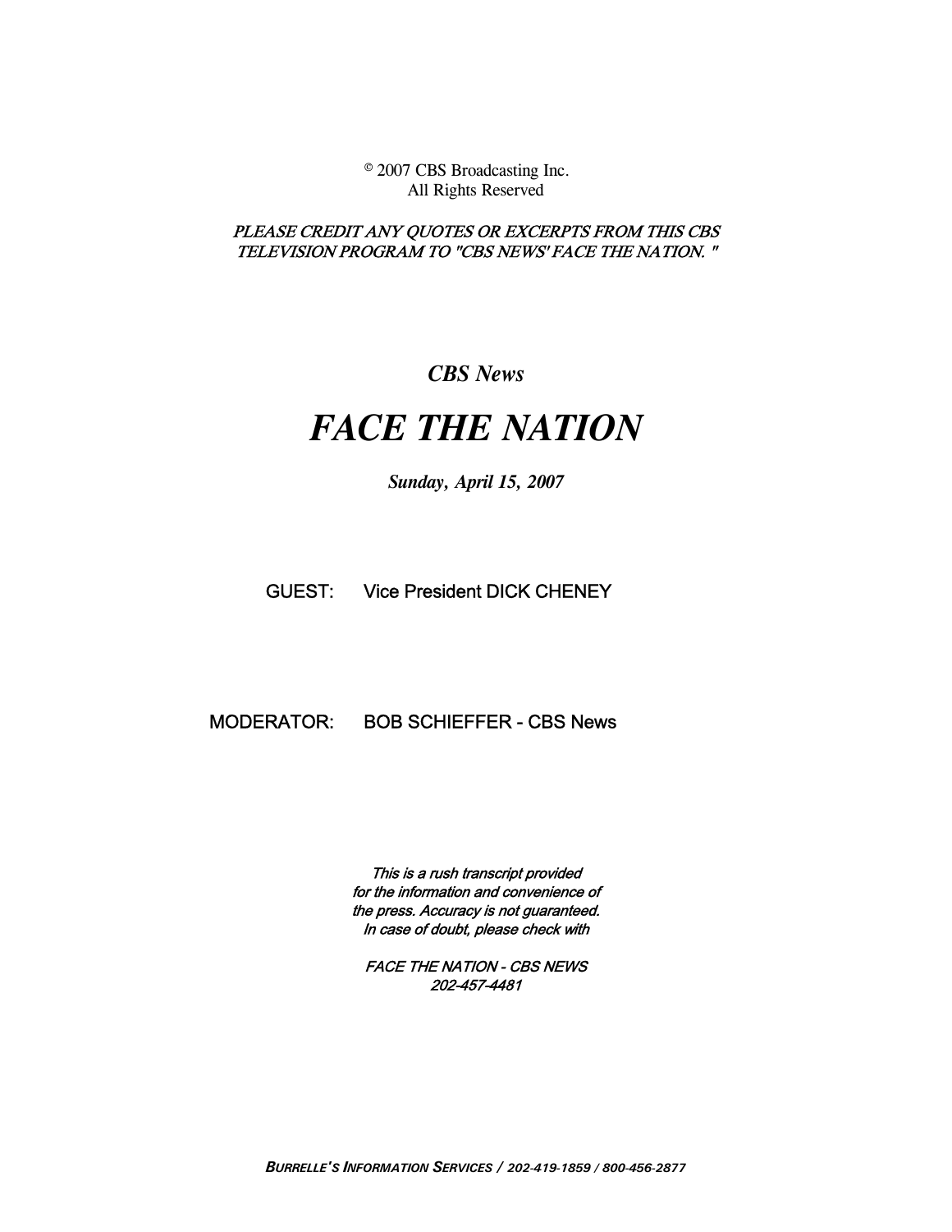© 2007 CBS Broadcasting Inc.
All Rights Reserved

*PLEASE CREDIT ANY QUOTES OR EXCERPTS FROM THIS CBS TELEVISION PROGRAM TO "CBS NEWS' FACE THE NATION."*

***CBS News***

# *FACE THE NATION*

***Sunday, April 15, 2007***

GUEST: Vice President DICK CHENEY

MODERATOR: BOB SCHIEFFER - CBS News

*This is a rush transcript provided for the information and convenience of the press. Accuracy is not guaranteed. In case of doubt, please check with*

*FACE THE NATION - CBS NEWS*
*202-457-4481*

***BURRELLE'S INFORMATION SERVICES / 202-419-1859 / 800-456-2877***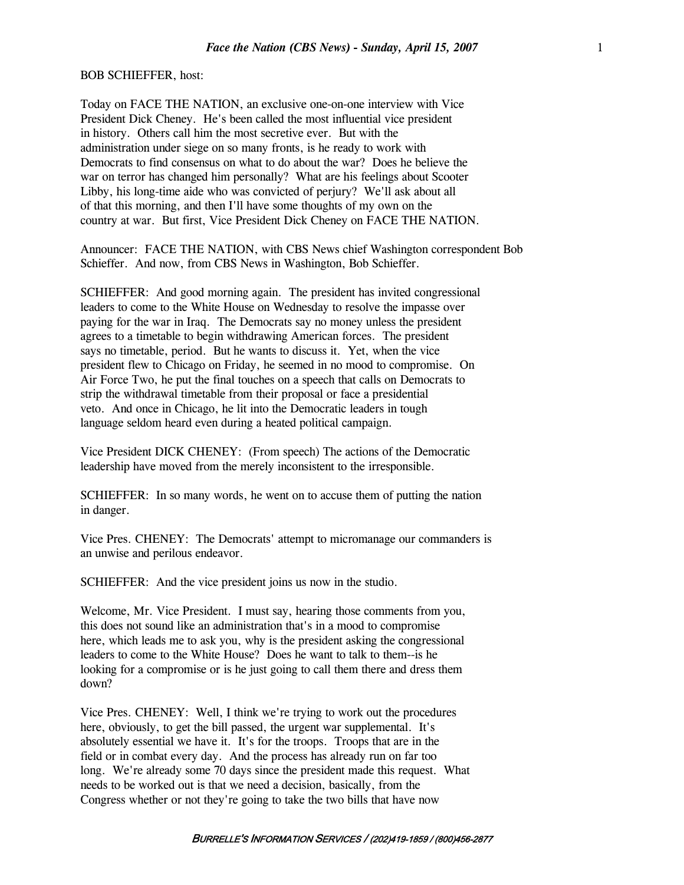BOB SCHIEFFER, host:

Today on FACE THE NATION, an exclusive one-on-one interview with Vice President Dick Cheney. He's been called the most influential vice president in history. Others call him the most secretive ever. But with the administration under siege on so many fronts, is he ready to work with Democrats to find consensus on what to do about the war? Does he believe the war on terror has changed him personally? What are his feelings about Scooter Libby, his long-time aide who was convicted of perjury? We'll ask about all of that this morning, and then I'll have some thoughts of my own on the country at war. But first, Vice President Dick Cheney on FACE THE NATION.

Announcer: FACE THE NATION, with CBS News chief Washington correspondent Bob Schieffer. And now, from CBS News in Washington, Bob Schieffer.

SCHIEFFER: And good morning again. The president has invited congressional leaders to come to the White House on Wednesday to resolve the impasse over paying for the war in Iraq. The Democrats say no money unless the president agrees to a timetable to begin withdrawing American forces. The president says no timetable, period. But he wants to discuss it. Yet, when the vice president flew to Chicago on Friday, he seemed in no mood to compromise. On Air Force Two, he put the final touches on a speech that calls on Democrats to strip the withdrawal timetable from their proposal or face a presidential veto. And once in Chicago, he lit into the Democratic leaders in tough language seldom heard even during a heated political campaign.

Vice President DICK CHENEY: (From speech) The actions of the Democratic leadership have moved from the merely inconsistent to the irresponsible.

SCHIEFFER: In so many words, he went on to accuse them of putting the nation in danger.

Vice Pres. CHENEY: The Democrats' attempt to micromanage our commanders is an unwise and perilous endeavor.

SCHIEFFER: And the vice president joins us now in the studio.

Welcome, Mr. Vice President. I must say, hearing those comments from you, this does not sound like an administration that's in a mood to compromise here, which leads me to ask you, why is the president asking the congressional leaders to come to the White House? Does he want to talk to them--is he looking for a compromise or is he just going to call them there and dress them down?

Vice Pres. CHENEY: Well, I think we're trying to work out the procedures here, obviously, to get the bill passed, the urgent war supplemental. It's absolutely essential we have it. It's for the troops. Troops that are in the field or in combat every day. And the process has already run on far too long. We're already some 70 days since the president made this request. What needs to be worked out is that we need a decision, basically, from the Congress whether or not they're going to take the two bills that have now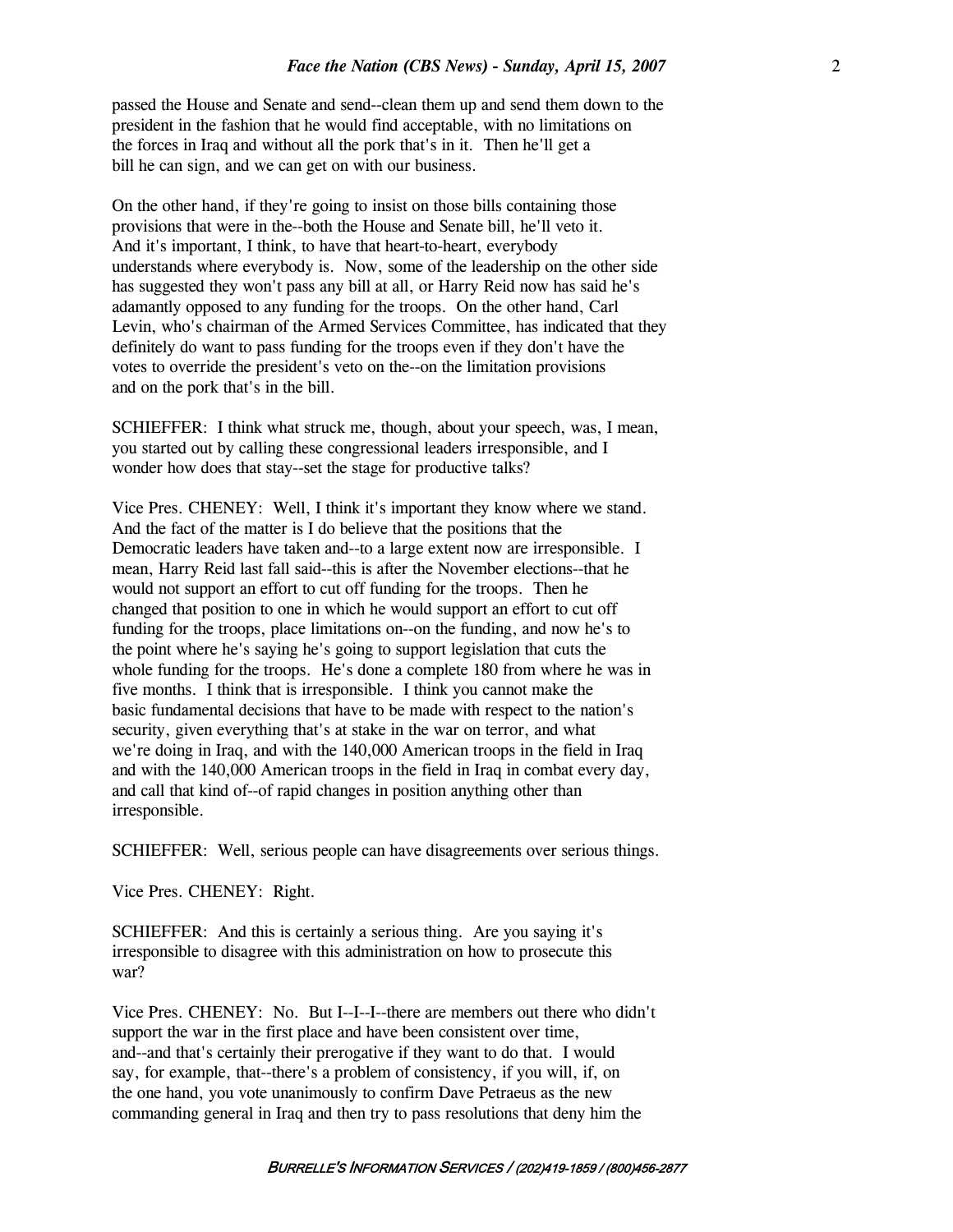passed the House and Senate and send--clean them up and send them down to the president in the fashion that he would find acceptable, with no limitations on the forces in Iraq and without all the pork that's in it. Then he'll get a bill he can sign, and we can get on with our business.

On the other hand, if they're going to insist on those bills containing those provisions that were in the--both the House and Senate bill, he'll veto it. And it's important, I think, to have that heart-to-heart, everybody understands where everybody is. Now, some of the leadership on the other side has suggested they won't pass any bill at all, or Harry Reid now has said he's adamantly opposed to any funding for the troops. On the other hand, Carl Levin, who's chairman of the Armed Services Committee, has indicated that they definitely do want to pass funding for the troops even if they don't have the votes to override the president's veto on the--on the limitation provisions and on the pork that's in the bill.

SCHIEFFER: I think what struck me, though, about your speech, was, I mean, you started out by calling these congressional leaders irresponsible, and I wonder how does that stay--set the stage for productive talks?

Vice Pres. CHENEY: Well, I think it's important they know where we stand. And the fact of the matter is I do believe that the positions that the Democratic leaders have taken and--to a large extent now are irresponsible. I mean, Harry Reid last fall said--this is after the November elections--that he would not support an effort to cut off funding for the troops. Then he changed that position to one in which he would support an effort to cut off funding for the troops, place limitations on--on the funding, and now he's to the point where he's saying he's going to support legislation that cuts the whole funding for the troops. He's done a complete 180 from where he was in five months. I think that is irresponsible. I think you cannot make the basic fundamental decisions that have to be made with respect to the nation's security, given everything that's at stake in the war on terror, and what we're doing in Iraq, and with the 140,000 American troops in the field in Iraq and with the 140,000 American troops in the field in Iraq in combat every day, and call that kind of--of rapid changes in position anything other than irresponsible.

SCHIEFFER: Well, serious people can have disagreements over serious things.

Vice Pres. CHENEY: Right.

SCHIEFFER: And this is certainly a serious thing. Are you saying it's irresponsible to disagree with this administration on how to prosecute this war?

Vice Pres. CHENEY: No. But I--I--I--there are members out there who didn't support the war in the first place and have been consistent over time, and--and that's certainly their prerogative if they want to do that. I would say, for example, that--there's a problem of consistency, if you will, if, on the one hand, you vote unanimously to confirm Dave Petraeus as the new commanding general in Iraq and then try to pass resolutions that deny him the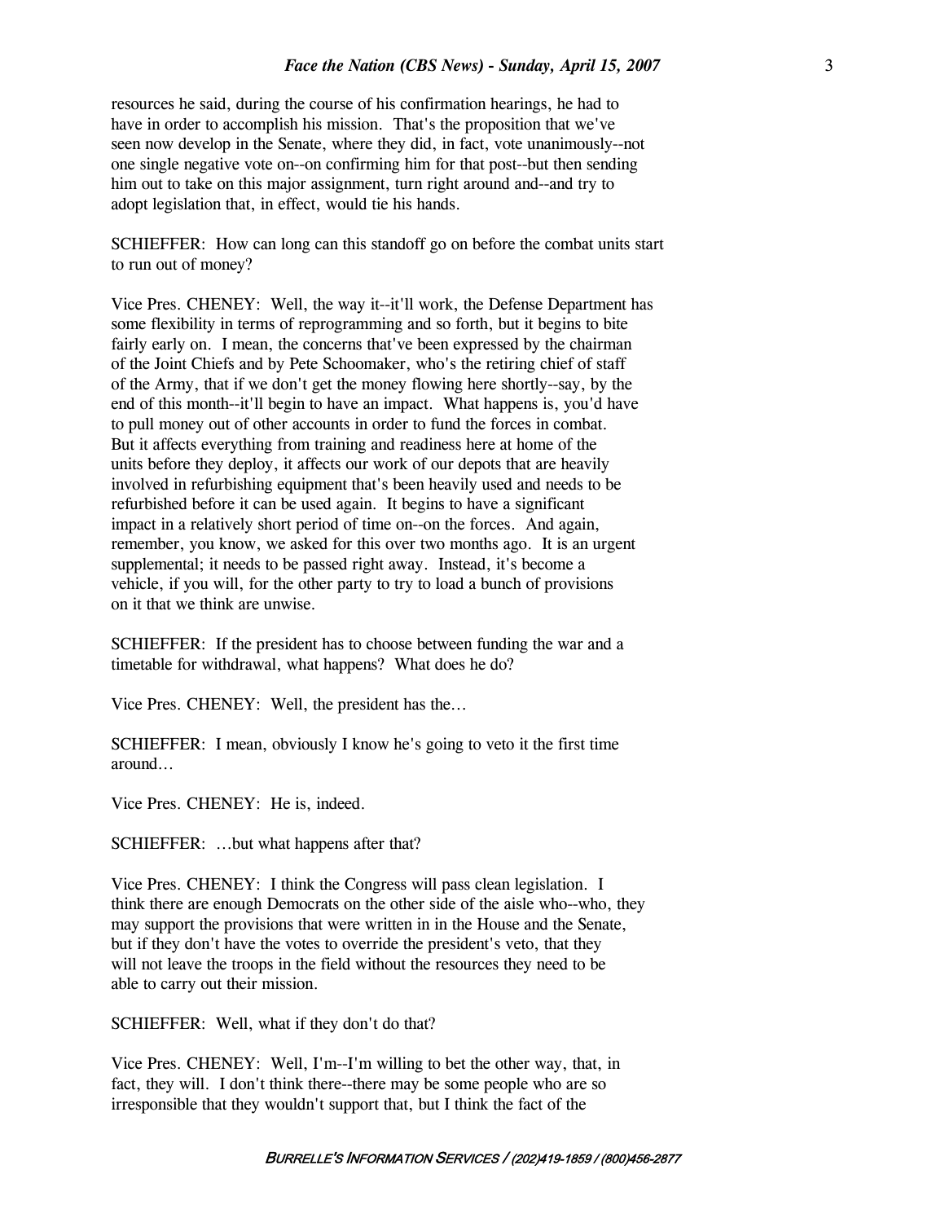resources he said, during the course of his confirmation hearings, he had to have in order to accomplish his mission. That's the proposition that we've seen now develop in the Senate, where they did, in fact, vote unanimously--not one single negative vote on--on confirming him for that post--but then sending him out to take on this major assignment, turn right around and--and try to adopt legislation that, in effect, would tie his hands.

SCHIEFFER: How can long can this standoff go on before the combat units start to run out of money?

Vice Pres. CHENEY: Well, the way it--it'll work, the Defense Department has some flexibility in terms of reprogramming and so forth, but it begins to bite fairly early on. I mean, the concerns that've been expressed by the chairman of the Joint Chiefs and by Pete Schoomaker, who's the retiring chief of staff of the Army, that if we don't get the money flowing here shortly--say, by the end of this month--it'll begin to have an impact. What happens is, you'd have to pull money out of other accounts in order to fund the forces in combat. But it affects everything from training and readiness here at home of the units before they deploy, it affects our work of our depots that are heavily involved in refurbishing equipment that's been heavily used and needs to be refurbished before it can be used again. It begins to have a significant impact in a relatively short period of time on--on the forces. And again, remember, you know, we asked for this over two months ago. It is an urgent supplemental; it needs to be passed right away. Instead, it's become a vehicle, if you will, for the other party to try to load a bunch of provisions on it that we think are unwise.

SCHIEFFER: If the president has to choose between funding the war and a timetable for withdrawal, what happens? What does he do?

Vice Pres. CHENEY: Well, the president has the…

SCHIEFFER: I mean, obviously I know he's going to veto it the first time around…

Vice Pres. CHENEY: He is, indeed.

SCHIEFFER: …but what happens after that?

Vice Pres. CHENEY: I think the Congress will pass clean legislation. I think there are enough Democrats on the other side of the aisle who--who, they may support the provisions that were written in in the House and the Senate, but if they don't have the votes to override the president's veto, that they will not leave the troops in the field without the resources they need to be able to carry out their mission.

SCHIEFFER: Well, what if they don't do that?

Vice Pres. CHENEY: Well, I'm--I'm willing to bet the other way, that, in fact, they will. I don't think there--there may be some people who are so irresponsible that they wouldn't support that, but I think the fact of the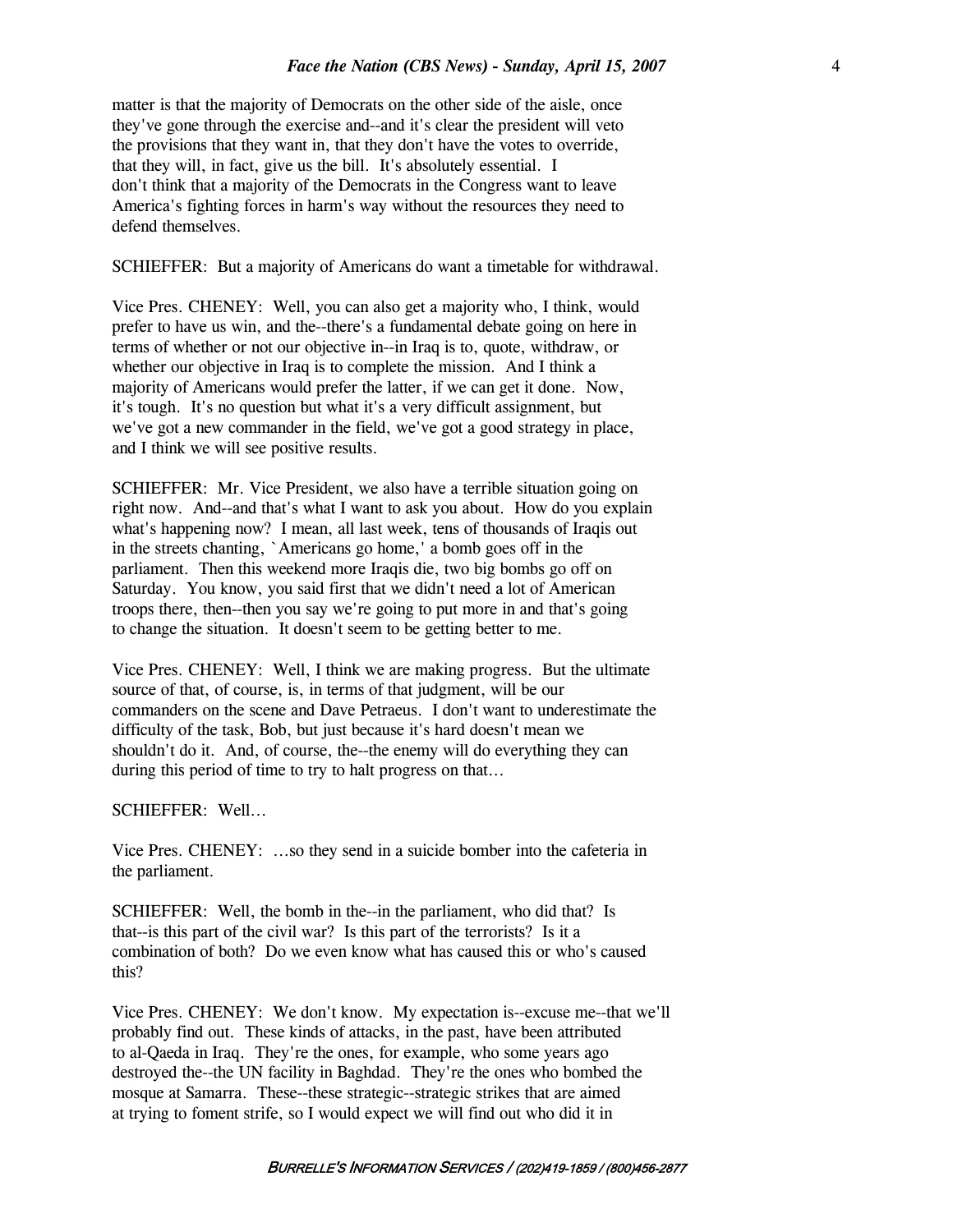matter is that the majority of Democrats on the other side of the aisle, once they've gone through the exercise and--and it's clear the president will veto the provisions that they want in, that they don't have the votes to override, that they will, in fact, give us the bill. It's absolutely essential. I don't think that a majority of the Democrats in the Congress want to leave America's fighting forces in harm's way without the resources they need to defend themselves.

SCHIEFFER: But a majority of Americans do want a timetable for withdrawal.

Vice Pres. CHENEY: Well, you can also get a majority who, I think, would prefer to have us win, and the--there's a fundamental debate going on here in terms of whether or not our objective in--in Iraq is to, quote, withdraw, or whether our objective in Iraq is to complete the mission. And I think a majority of Americans would prefer the latter, if we can get it done. Now, it's tough. It's no question but what it's a very difficult assignment, but we've got a new commander in the field, we've got a good strategy in place, and I think we will see positive results.

SCHIEFFER: Mr. Vice President, we also have a terrible situation going on right now. And--and that's what I want to ask you about. How do you explain what's happening now? I mean, all last week, tens of thousands of Iraqis out in the streets chanting, `Americans go home,' a bomb goes off in the parliament. Then this weekend more Iraqis die, two big bombs go off on Saturday. You know, you said first that we didn't need a lot of American troops there, then--then you say we're going to put more in and that's going to change the situation. It doesn't seem to be getting better to me.

Vice Pres. CHENEY: Well, I think we are making progress. But the ultimate source of that, of course, is, in terms of that judgment, will be our commanders on the scene and Dave Petraeus. I don't want to underestimate the difficulty of the task, Bob, but just because it's hard doesn't mean we shouldn't do it. And, of course, the--the enemy will do everything they can during this period of time to try to halt progress on that…

SCHIEFFER: Well…

Vice Pres. CHENEY: …so they send in a suicide bomber into the cafeteria in the parliament.

SCHIEFFER: Well, the bomb in the--in the parliament, who did that? Is that--is this part of the civil war? Is this part of the terrorists? Is it a combination of both? Do we even know what has caused this or who's caused this?

Vice Pres. CHENEY: We don't know. My expectation is--excuse me--that we'll probably find out. These kinds of attacks, in the past, have been attributed to al-Qaeda in Iraq. They're the ones, for example, who some years ago destroyed the--the UN facility in Baghdad. They're the ones who bombed the mosque at Samarra. These--these strategic--strategic strikes that are aimed at trying to foment strife, so I would expect we will find out who did it in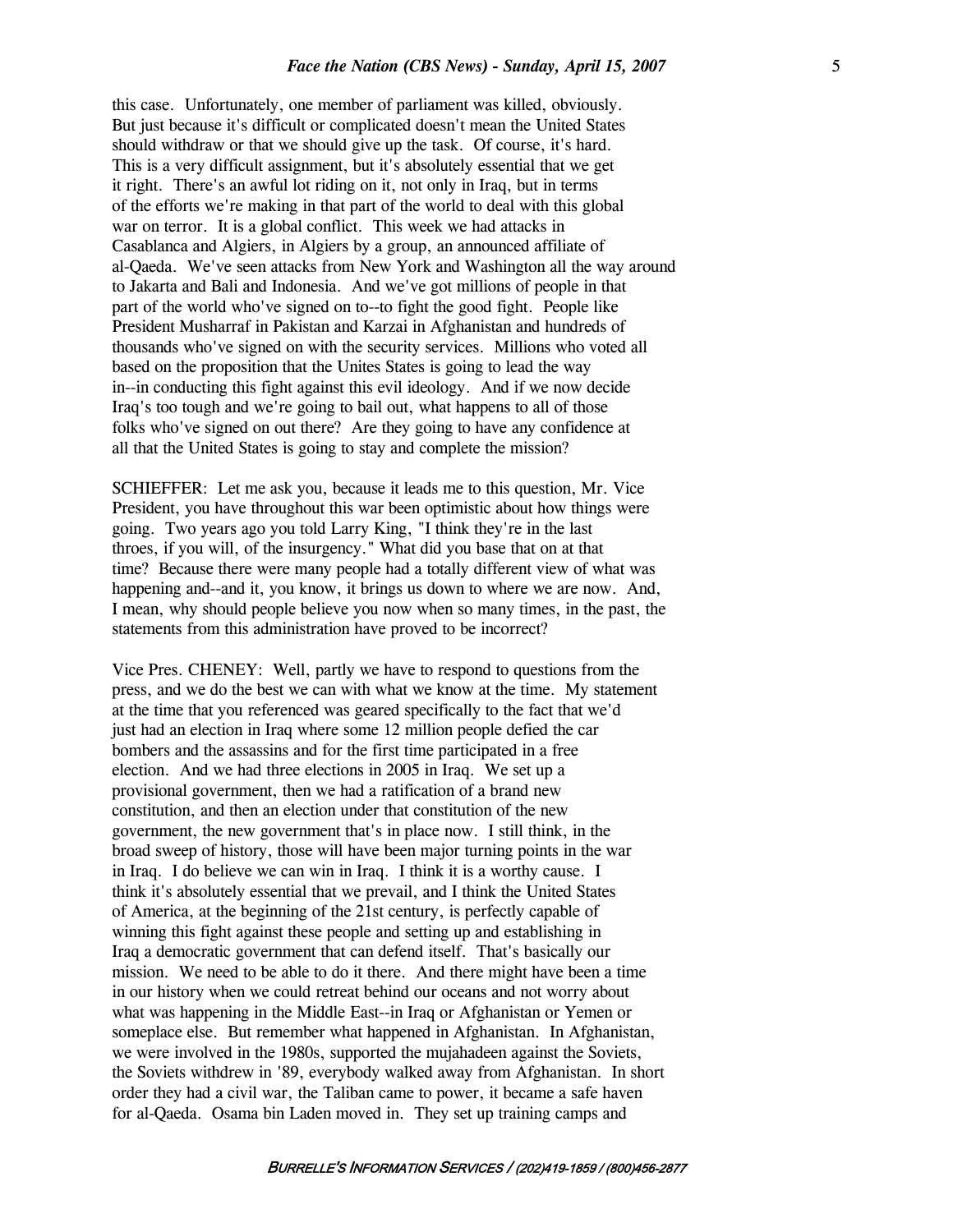this case. Unfortunately, one member of parliament was killed, obviously. But just because it's difficult or complicated doesn't mean the United States should withdraw or that we should give up the task. Of course, it's hard. This is a very difficult assignment, but it's absolutely essential that we get it right. There's an awful lot riding on it, not only in Iraq, but in terms of the efforts we're making in that part of the world to deal with this global war on terror. It is a global conflict. This week we had attacks in Casablanca and Algiers, in Algiers by a group, an announced affiliate of al-Qaeda. We've seen attacks from New York and Washington all the way around to Jakarta and Bali and Indonesia. And we've got millions of people in that part of the world who've signed on to--to fight the good fight. People like President Musharraf in Pakistan and Karzai in Afghanistan and hundreds of thousands who've signed on with the security services. Millions who voted all based on the proposition that the Unites States is going to lead the way in--in conducting this fight against this evil ideology. And if we now decide Iraq's too tough and we're going to bail out, what happens to all of those folks who've signed on out there? Are they going to have any confidence at all that the United States is going to stay and complete the mission?

SCHIEFFER: Let me ask you, because it leads me to this question, Mr. Vice President, you have throughout this war been optimistic about how things were going. Two years ago you told Larry King, "I think they're in the last throes, if you will, of the insurgency." What did you base that on at that time? Because there were many people had a totally different view of what was happening and--and it, you know, it brings us down to where we are now. And, I mean, why should people believe you now when so many times, in the past, the statements from this administration have proved to be incorrect?

Vice Pres. CHENEY: Well, partly we have to respond to questions from the press, and we do the best we can with what we know at the time. My statement at the time that you referenced was geared specifically to the fact that we'd just had an election in Iraq where some 12 million people defied the car bombers and the assassins and for the first time participated in a free election. And we had three elections in 2005 in Iraq. We set up a provisional government, then we had a ratification of a brand new constitution, and then an election under that constitution of the new government, the new government that's in place now. I still think, in the broad sweep of history, those will have been major turning points in the war in Iraq. I do believe we can win in Iraq. I think it is a worthy cause. I think it's absolutely essential that we prevail, and I think the United States of America, at the beginning of the 21st century, is perfectly capable of winning this fight against these people and setting up and establishing in Iraq a democratic government that can defend itself. That's basically our mission. We need to be able to do it there. And there might have been a time in our history when we could retreat behind our oceans and not worry about what was happening in the Middle East--in Iraq or Afghanistan or Yemen or someplace else. But remember what happened in Afghanistan. In Afghanistan, we were involved in the 1980s, supported the mujahadeen against the Soviets, the Soviets withdrew in '89, everybody walked away from Afghanistan. In short order they had a civil war, the Taliban came to power, it became a safe haven for al-Qaeda. Osama bin Laden moved in. They set up training camps and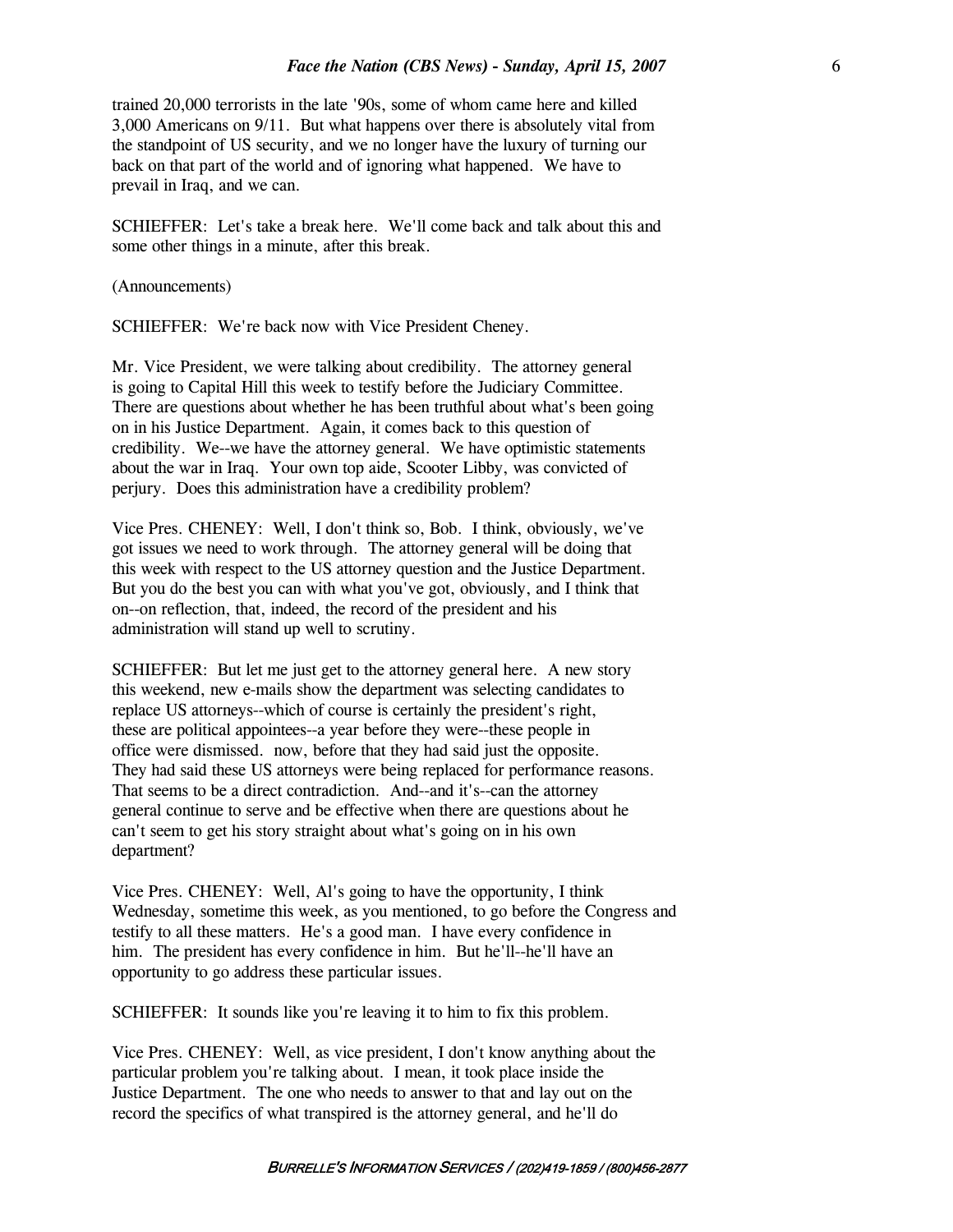trained 20,000 terrorists in the late '90s, some of whom came here and killed 3,000 Americans on 9/11. But what happens over there is absolutely vital from the standpoint of US security, and we no longer have the luxury of turning our back on that part of the world and of ignoring what happened. We have to prevail in Iraq, and we can.

SCHIEFFER: Let's take a break here. We'll come back and talk about this and some other things in a minute, after this break.

(Announcements)

SCHIEFFER: We're back now with Vice President Cheney.

Mr. Vice President, we were talking about credibility. The attorney general is going to Capital Hill this week to testify before the Judiciary Committee. There are questions about whether he has been truthful about what's been going on in his Justice Department. Again, it comes back to this question of credibility. We--we have the attorney general. We have optimistic statements about the war in Iraq. Your own top aide, Scooter Libby, was convicted of perjury. Does this administration have a credibility problem?

Vice Pres. CHENEY: Well, I don't think so, Bob. I think, obviously, we've got issues we need to work through. The attorney general will be doing that this week with respect to the US attorney question and the Justice Department. But you do the best you can with what you've got, obviously, and I think that on--on reflection, that, indeed, the record of the president and his administration will stand up well to scrutiny.

SCHIEFFER: But let me just get to the attorney general here. A new story this weekend, new e-mails show the department was selecting candidates to replace US attorneys--which of course is certainly the president's right, these are political appointees--a year before they were--these people in office were dismissed. now, before that they had said just the opposite. They had said these US attorneys were being replaced for performance reasons. That seems to be a direct contradiction. And--and it's--can the attorney general continue to serve and be effective when there are questions about he can't seem to get his story straight about what's going on in his own department?

Vice Pres. CHENEY: Well, Al's going to have the opportunity, I think Wednesday, sometime this week, as you mentioned, to go before the Congress and testify to all these matters. He's a good man. I have every confidence in him. The president has every confidence in him. But he'll--he'll have an opportunity to go address these particular issues.

SCHIEFFER: It sounds like you're leaving it to him to fix this problem.

Vice Pres. CHENEY: Well, as vice president, I don't know anything about the particular problem you're talking about. I mean, it took place inside the Justice Department. The one who needs to answer to that and lay out on the record the specifics of what transpired is the attorney general, and he'll do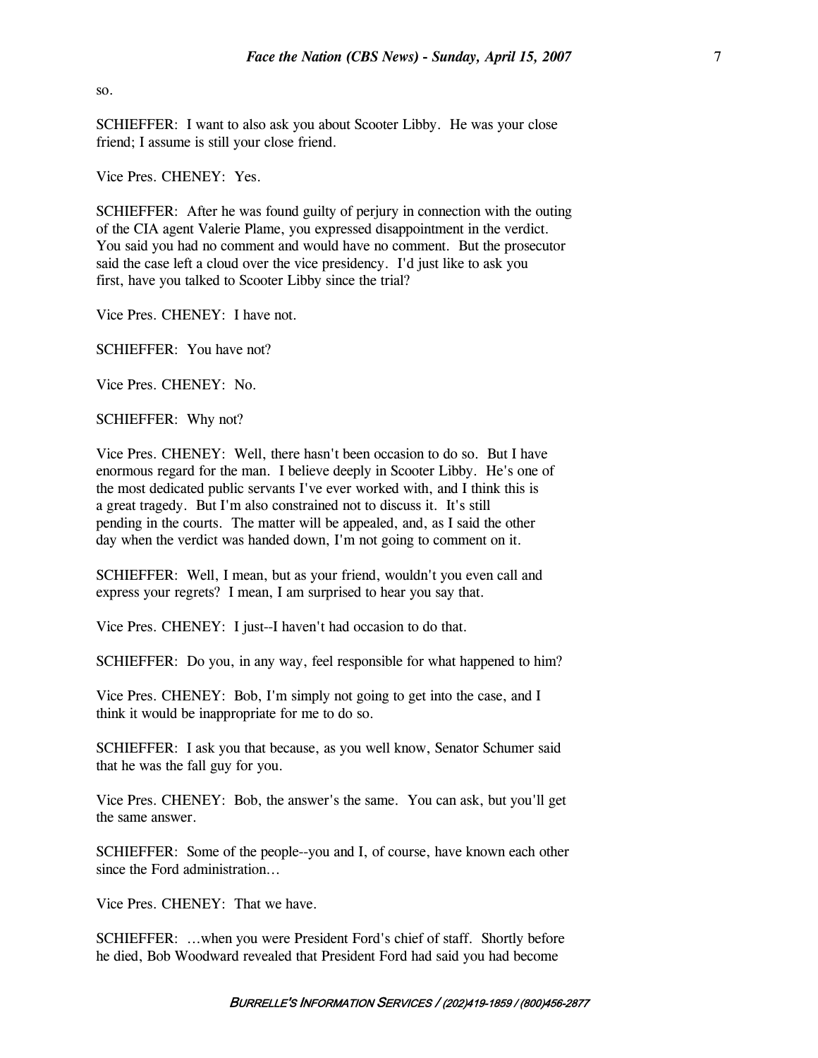so.

SCHIEFFER: I want to also ask you about Scooter Libby. He was your close friend; I assume is still your close friend.

Vice Pres. CHENEY: Yes.

SCHIEFFER: After he was found guilty of perjury in connection with the outing of the CIA agent Valerie Plame, you expressed disappointment in the verdict. You said you had no comment and would have no comment. But the prosecutor said the case left a cloud over the vice presidency. I'd just like to ask you first, have you talked to Scooter Libby since the trial?

Vice Pres. CHENEY: I have not.

SCHIEFFER: You have not?

Vice Pres. CHENEY: No.

SCHIEFFER: Why not?

Vice Pres. CHENEY: Well, there hasn't been occasion to do so. But I have enormous regard for the man. I believe deeply in Scooter Libby. He's one of the most dedicated public servants I've ever worked with, and I think this is a great tragedy. But I'm also constrained not to discuss it. It's still pending in the courts. The matter will be appealed, and, as I said the other day when the verdict was handed down, I'm not going to comment on it.

SCHIEFFER: Well, I mean, but as your friend, wouldn't you even call and express your regrets? I mean, I am surprised to hear you say that.

Vice Pres. CHENEY: I just--I haven't had occasion to do that.

SCHIEFFER: Do you, in any way, feel responsible for what happened to him?

Vice Pres. CHENEY: Bob, I'm simply not going to get into the case, and I think it would be inappropriate for me to do so.

SCHIEFFER: I ask you that because, as you well know, Senator Schumer said that he was the fall guy for you.

Vice Pres. CHENEY: Bob, the answer's the same. You can ask, but you'll get the same answer.

SCHIEFFER: Some of the people--you and I, of course, have known each other since the Ford administration…

Vice Pres. CHENEY: That we have.

SCHIEFFER: …when you were President Ford's chief of staff. Shortly before he died, Bob Woodward revealed that President Ford had said you had become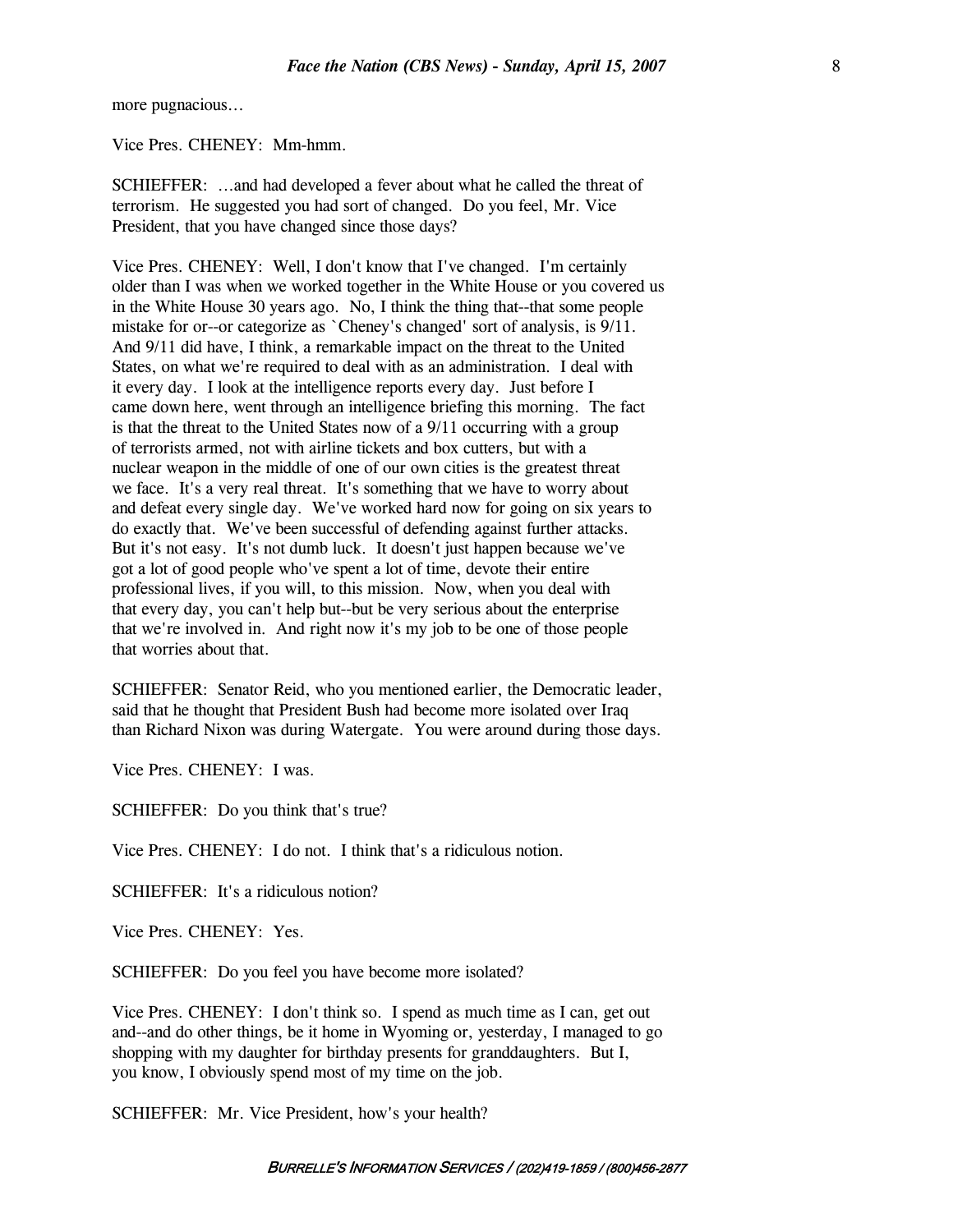more pugnacious…

Vice Pres. CHENEY: Mm-hmm.

SCHIEFFER: …and had developed a fever about what he called the threat of terrorism. He suggested you had sort of changed. Do you feel, Mr. Vice President, that you have changed since those days?

Vice Pres. CHENEY: Well, I don't know that I've changed. I'm certainly older than I was when we worked together in the White House or you covered us in the White House 30 years ago. No, I think the thing that--that some people mistake for or--or categorize as `Cheney's changed' sort of analysis, is 9/11. And 9/11 did have, I think, a remarkable impact on the threat to the United States, on what we're required to deal with as an administration. I deal with it every day. I look at the intelligence reports every day. Just before I came down here, went through an intelligence briefing this morning. The fact is that the threat to the United States now of a 9/11 occurring with a group of terrorists armed, not with airline tickets and box cutters, but with a nuclear weapon in the middle of one of our own cities is the greatest threat we face. It's a very real threat. It's something that we have to worry about and defeat every single day. We've worked hard now for going on six years to do exactly that. We've been successful of defending against further attacks. But it's not easy. It's not dumb luck. It doesn't just happen because we've got a lot of good people who've spent a lot of time, devote their entire professional lives, if you will, to this mission. Now, when you deal with that every day, you can't help but--but be very serious about the enterprise that we're involved in. And right now it's my job to be one of those people that worries about that.

SCHIEFFER: Senator Reid, who you mentioned earlier, the Democratic leader, said that he thought that President Bush had become more isolated over Iraq than Richard Nixon was during Watergate. You were around during those days.

Vice Pres. CHENEY: I was.

SCHIEFFER: Do you think that's true?

Vice Pres. CHENEY: I do not. I think that's a ridiculous notion.

SCHIEFFER: It's a ridiculous notion?

Vice Pres. CHENEY: Yes.

SCHIEFFER: Do you feel you have become more isolated?

Vice Pres. CHENEY: I don't think so. I spend as much time as I can, get out and--and do other things, be it home in Wyoming or, yesterday, I managed to go shopping with my daughter for birthday presents for granddaughters. But I, you know, I obviously spend most of my time on the job.

SCHIEFFER: Mr. Vice President, how's your health?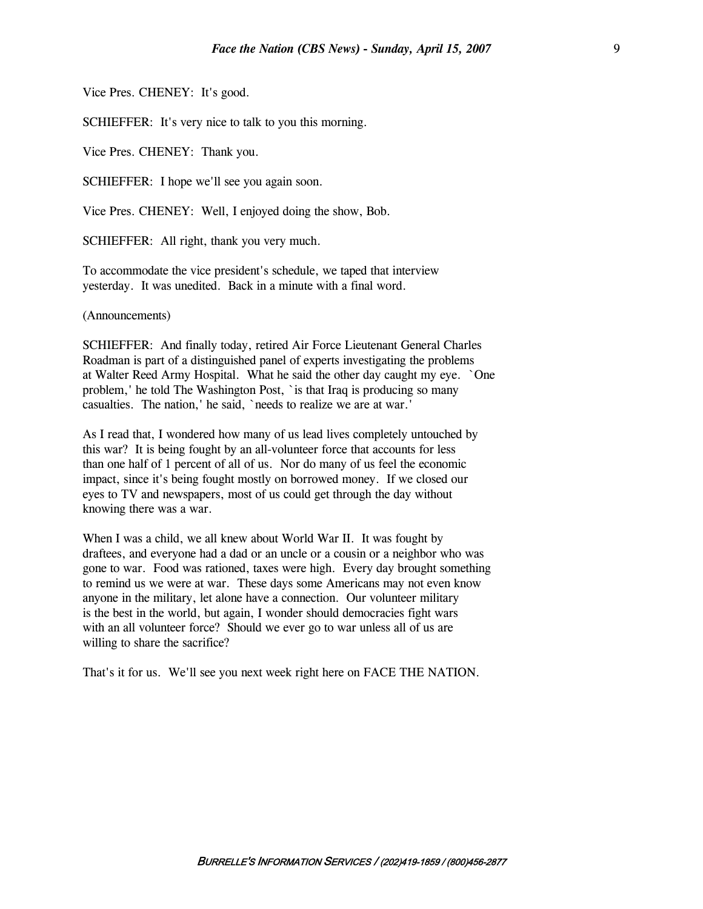Vice Pres. CHENEY: It's good.

SCHIEFFER: It's very nice to talk to you this morning.

Vice Pres. CHENEY: Thank you.

SCHIEFFER: I hope we'll see you again soon.

Vice Pres. CHENEY: Well, I enjoyed doing the show, Bob.

SCHIEFFER: All right, thank you very much.

To accommodate the vice president's schedule, we taped that interview yesterday. It was unedited. Back in a minute with a final word.

(Announcements)

SCHIEFFER: And finally today, retired Air Force Lieutenant General Charles Roadman is part of a distinguished panel of experts investigating the problems at Walter Reed Army Hospital. What he said the other day caught my eye. `One problem,' he told The Washington Post, `is that Iraq is producing so many casualties. The nation,' he said, `needs to realize we are at war.'

As I read that, I wondered how many of us lead lives completely untouched by this war? It is being fought by an all-volunteer force that accounts for less than one half of 1 percent of all of us. Nor do many of us feel the economic impact, since it's being fought mostly on borrowed money. If we closed our eyes to TV and newspapers, most of us could get through the day without knowing there was a war.

When I was a child, we all knew about World War II. It was fought by draftees, and everyone had a dad or an uncle or a cousin or a neighbor who was gone to war. Food was rationed, taxes were high. Every day brought something to remind us we were at war. These days some Americans may not even know anyone in the military, let alone have a connection. Our volunteer military is the best in the world, but again, I wonder should democracies fight wars with an all volunteer force? Should we ever go to war unless all of us are willing to share the sacrifice?

That's it for us. We'll see you next week right here on FACE THE NATION.